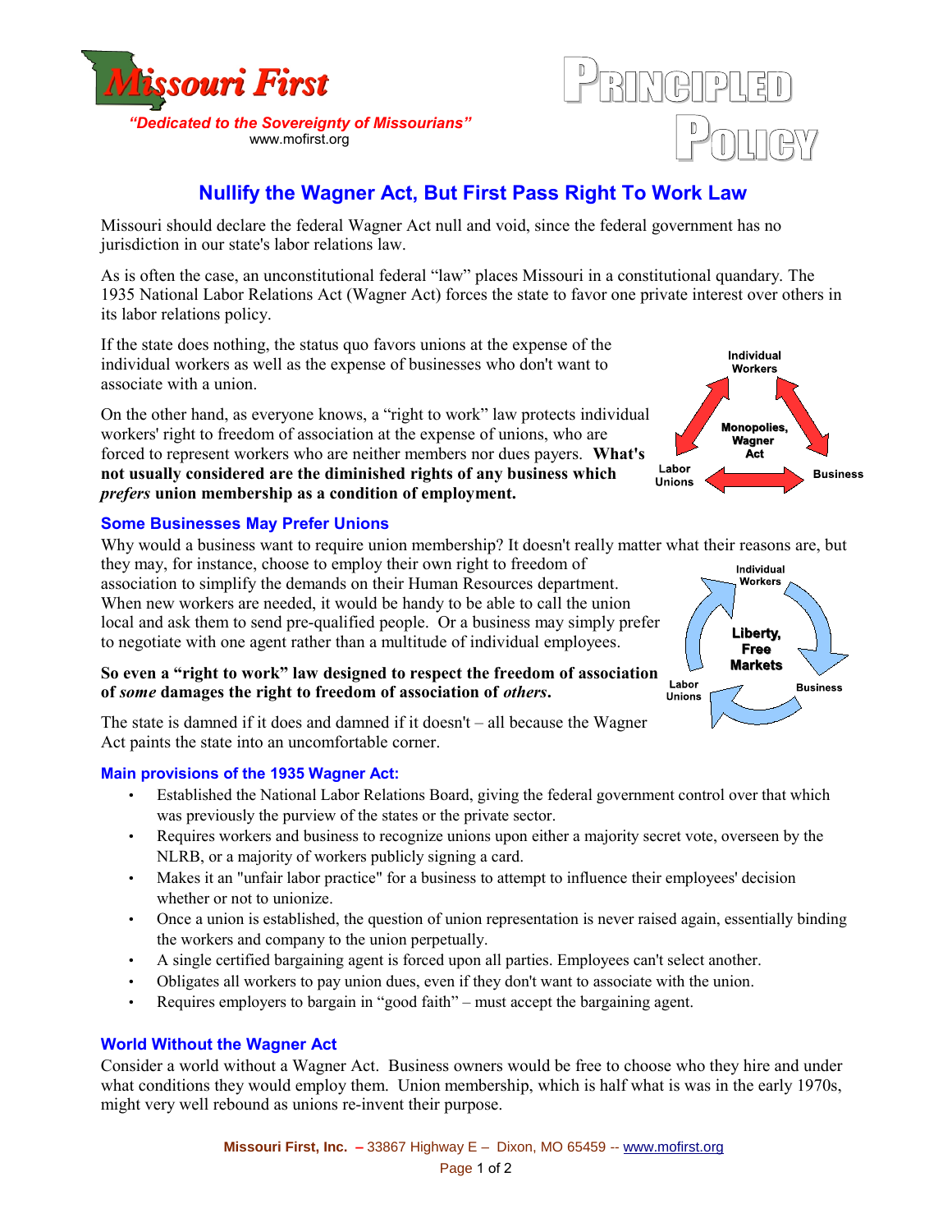**Missouri First**

*"Dedicated to the Sovereignty of Missourians"*

www.mofirst.org

PRINCIPLED POLICY

# Nullify the Wagner Act, But First Pass Right To Work Law

Missouri should declare the federal Wagner Act null and void, since the federal government has no jurisdiction in our state's labor relations law.

As is often the case, an unconstitutional federal "law" places Missouri in a constitutional quandary. The 1935 National Labor Relations Act (Wagner Act) forces the state to favor one private interest over others in its labor relations policy.

If the state does nothing, the status quo favors unions at the expense of the individual workers as well as the expense of businesses who don't want to associate with a union.

On the other hand, as everyone knows, a "right to work" law protects individual workers' right to freedom of association at the expense of unions, who are forced to represent workers who are neither members nor dues payers. **What's not usually considered are the diminished rights of any business which *prefers* union membership as a condition of employment.**

Individual Workers

Monopolies, Wagner Act

Labor Unions

Business

## Some Businesses May Prefer Unions

Why would a business want to require union membership? It doesn't really matter what their reasons are, but they may, for instance, choose to employ their own right to freedom of association to simplify the demands on their Human Resources department. When new workers are needed, it would be handy to be able to call the union local and ask them to send pre-qualified people. Or a business may simply prefer to negotiate with one agent rather than a multitude of individual employees.

**So even a "right to work" law designed to respect the freedom of association of *some* damages the right to freedom of association of *others*.**

Individual Workers

Liberty, Free Markets

Labor Unions

Business

The state is damned if it does and damned if it doesn't – all because the Wagner Act paints the state into an uncomfortable corner.

## Main provisions of the 1935 Wagner Act:

- Established the National Labor Relations Board, giving the federal government control over that which was previously the purview of the states or the private sector.
- Requires workers and business to recognize unions upon either a majority secret vote, overseen by the NLRB, or a majority of workers publicly signing a card.
- Makes it an "unfair labor practice" for a business to attempt to influence their employees' decision whether or not to unionize.
- Once a union is established, the question of union representation is never raised again, essentially binding the workers and company to the union perpetually.
- A single certified bargaining agent is forced upon all parties. Employees can't select another.
- Obligates all workers to pay union dues, even if they don't want to associate with the union.
- Requires employers to bargain in "good faith" – must accept the bargaining agent.

## World Without the Wagner Act

Consider a world without a Wagner Act. Business owners would be free to choose who they hire and under what conditions they would employ them. Union membership, which is half what is was in the early 1970s, might very well rebound as unions re-invent their purpose.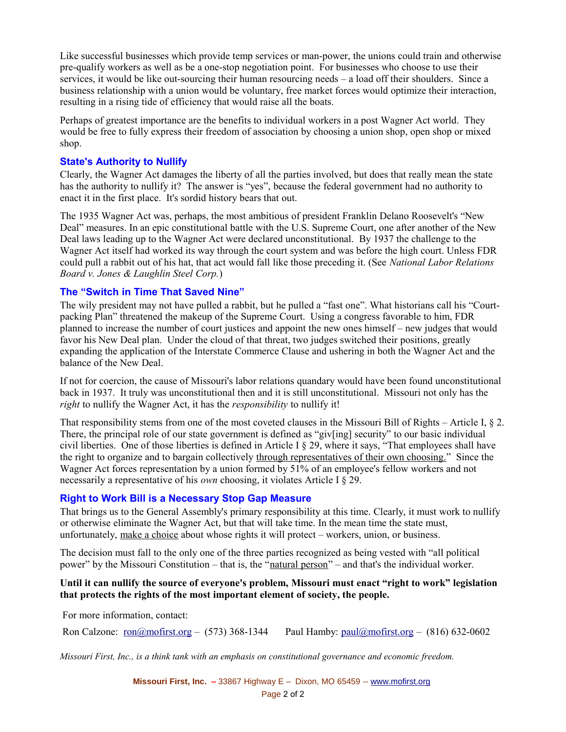Like successful businesses which provide temp services or man-power, the unions could train and otherwise pre-qualify workers as well as be a one-stop negotiation point. For businesses who choose to use their services, it would be like out-sourcing their human resourcing needs – a load off their shoulders. Since a business relationship with a union would be voluntary, free market forces would optimize their interaction, resulting in a rising tide of efficiency that would raise all the boats.

Perhaps of greatest importance are the benefits to individual workers in a post Wagner Act world. They would be free to fully express their freedom of association by choosing a union shop, open shop or mixed shop.

### State's Authority to Nullify

Clearly, the Wagner Act damages the liberty of all the parties involved, but does that really mean the state has the authority to nullify it? The answer is "yes", because the federal government had no authority to enact it in the first place. It's sordid history bears that out.

The 1935 Wagner Act was, perhaps, the most ambitious of president Franklin Delano Roosevelt's "New Deal" measures. In an epic constitutional battle with the U.S. Supreme Court, one after another of the New Deal laws leading up to the Wagner Act were declared unconstitutional. By 1937 the challenge to the Wagner Act itself had worked its way through the court system and was before the high court. Unless FDR could pull a rabbit out of his hat, that act would fall like those preceding it. (See *National Labor Relations Board v. Jones & Laughlin Steel Corp.*)

### The "Switch in Time That Saved Nine"

The wily president may not have pulled a rabbit, but he pulled a "fast one". What historians call his "Court-packing Plan" threatened the makeup of the Supreme Court. Using a congress favorable to him, FDR planned to increase the number of court justices and appoint the new ones himself – new judges that would favor his New Deal plan. Under the cloud of that threat, two judges switched their positions, greatly expanding the application of the Interstate Commerce Clause and ushering in both the Wagner Act and the balance of the New Deal.

If not for coercion, the cause of Missouri's labor relations quandary would have been found unconstitutional back in 1937. It truly was unconstitutional then and it is still unconstitutional. Missouri not only has the *right* to nullify the Wagner Act, it has the *responsibility* to nullify it!

That responsibility stems from one of the most coveted clauses in the Missouri Bill of Rights – Article I, § 2. There, the principal role of our state government is defined as "giv[ing] security" to our basic individual civil liberties. One of those liberties is defined in Article I § 29, where it says, "That employees shall have the right to organize and to bargain collectively through representatives of their own choosing." Since the Wagner Act forces representation by a union formed by 51% of an employee's fellow workers and not necessarily a representative of his *own* choosing, it violates Article I § 29.

### Right to Work Bill is a Necessary Stop Gap Measure

That brings us to the General Assembly's primary responsibility at this time. Clearly, it must work to nullify or otherwise eliminate the Wagner Act, but that will take time. In the mean time the state must, unfortunately, make a choice about whose rights it will protect – workers, union, or business.

The decision must fall to the only one of the three parties recognized as being vested with "all political power" by the Missouri Constitution – that is, the "natural person" – and that's the individual worker.

**Until it can nullify the source of everyone's problem, Missouri must enact "right to work" legislation that protects the rights of the most important element of society, the people.**

For more information, contact:

Ron Calzone: ron@mofirst.org – (573) 368-1344 Paul Hamby: paul@mofirst.org – (816) 632-0602

*Missouri First, Inc., is a think tank with an emphasis on constitutional governance and economic freedom.*

**Missouri First, Inc. –** 33867 Highway E – Dixon, MO 65459 -- www.mofirst.org